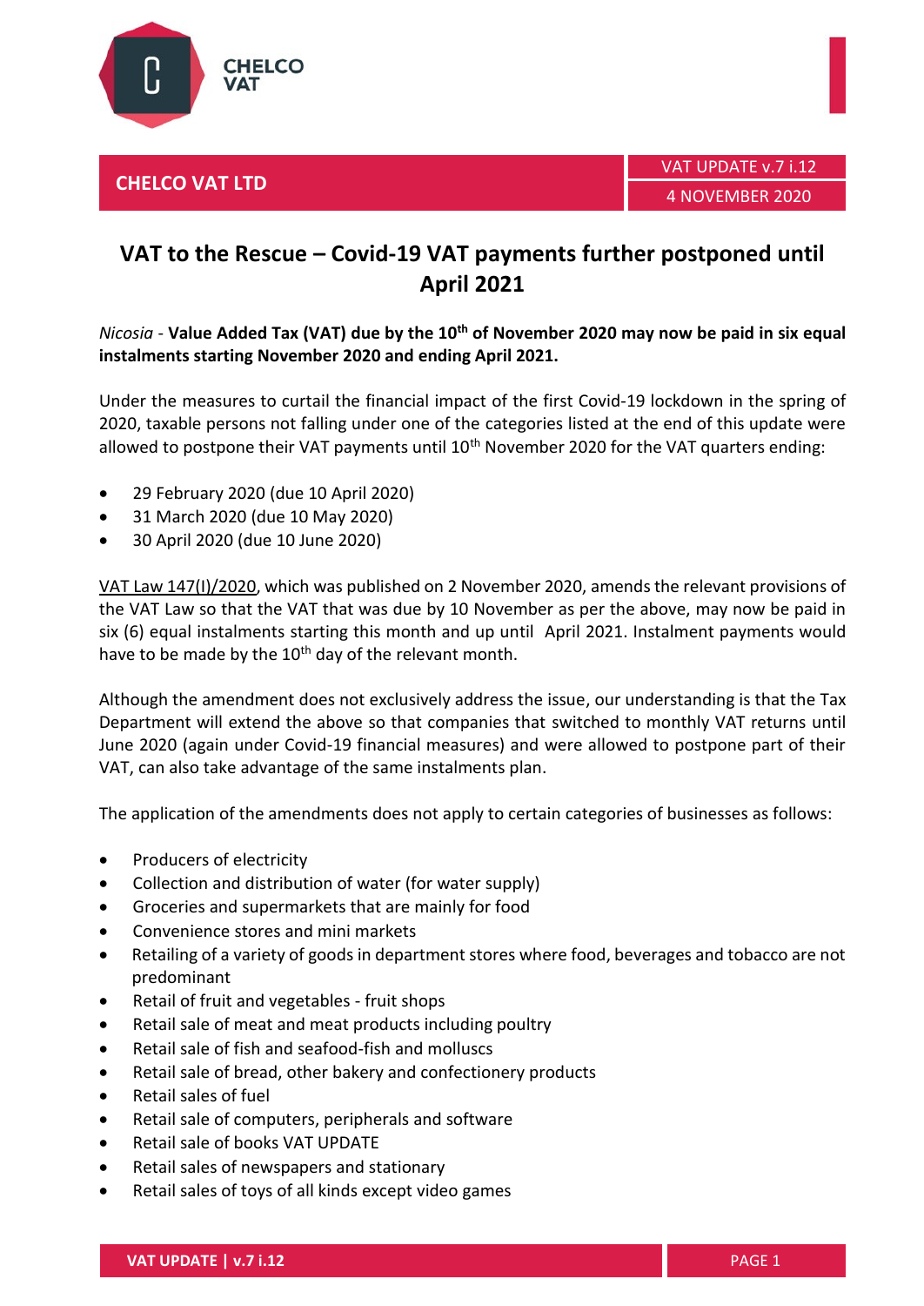CHELCO VAT

**CHELCO VAT LTD**

VAT UPDATE v.7 i.12

4 NOVEMBER 2020

# VAT to the Rescue – Covid-19 VAT payments further postponed until April 2021

*Nicosia* - **Value Added Tax (VAT) due by the 10th of November 2020 may now be paid in six equal instalments starting November 2020 and ending April 2021.**

Under the measures to curtail the financial impact of the first Covid-19 lockdown in the spring of 2020, taxable persons not falling under one of the categories listed at the end of this update were allowed to postpone their VAT payments until 10th November 2020 for the VAT quarters ending:

- 29 February 2020 (due 10 April 2020)
- 31 March 2020 (due 10 May 2020)
- 30 April 2020 (due 10 June 2020)

VAT Law 147(I)/2020, which was published on 2 November 2020, amends the relevant provisions of the VAT Law so that the VAT that was due by 10 November as per the above, may now be paid in six (6) equal instalments starting this month and up until April 2021. Instalment payments would have to be made by the 10th day of the relevant month.

Although the amendment does not exclusively address the issue, our understanding is that the Tax Department will extend the above so that companies that switched to monthly VAT returns until June 2020 (again under Covid-19 financial measures) and were allowed to postpone part of their VAT, can also take advantage of the same instalments plan.

The application of the amendments does not apply to certain categories of businesses as follows:

- Producers of electricity
- Collection and distribution of water (for water supply)
- Groceries and supermarkets that are mainly for food
- Convenience stores and mini markets
- Retailing of a variety of goods in department stores where food, beverages and tobacco are not predominant
- Retail of fruit and vegetables - fruit shops
- Retail sale of meat and meat products including poultry
- Retail sale of fish and seafood-fish and molluscs
- Retail sale of bread, other bakery and confectionery products
- Retail sales of fuel
- Retail sale of computers, peripherals and software
- Retail sale of books VAT UPDATE
- Retail sales of newspapers and stationary
- Retail sales of toys of all kinds except video games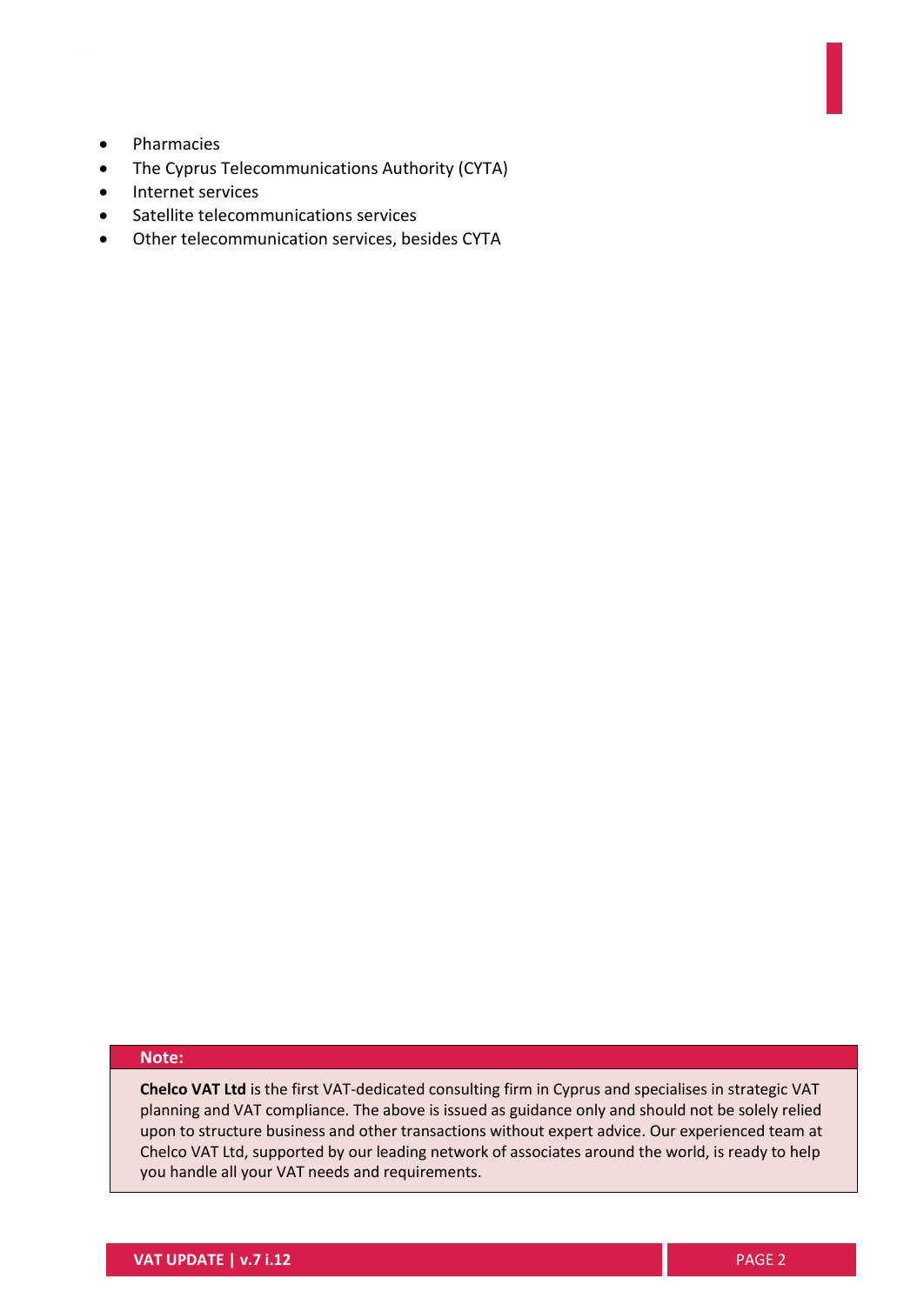- Pharmacies
- The Cyprus Telecommunications Authority (CYTA)
- Internet services
- Satellite telecommunications services
- Other telecommunication services, besides CYTA

**Note:**

**Chelco VAT Ltd** is the first VAT-dedicated consulting firm in Cyprus and specialises in strategic VAT planning and VAT compliance. The above is issued as guidance only and should not be solely relied upon to structure business and other transactions without expert advice. Our experienced team at Chelco VAT Ltd, supported by our leading network of associates around the world, is ready to help you handle all your VAT needs and requirements.